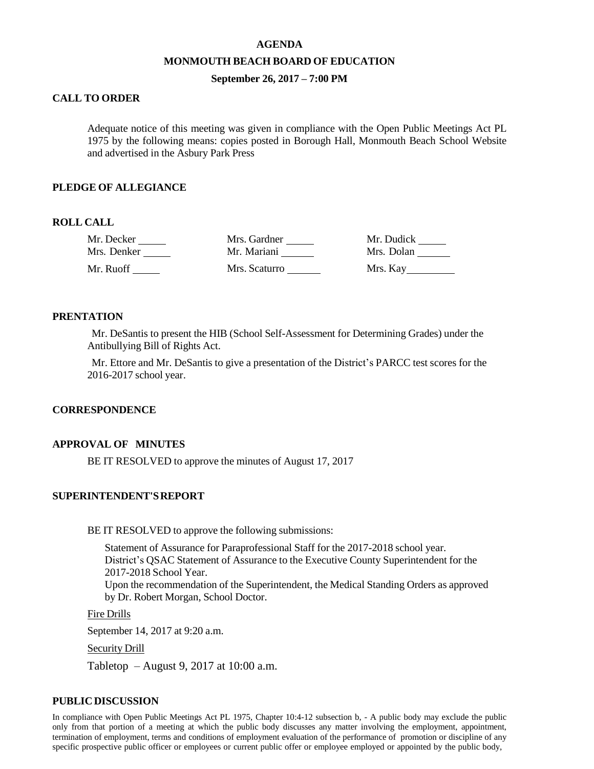# AGENDA

## MONMOUTH BEACH BOARD OF EDUCATION

### September 26, 2017 – 7:00 PM

**CALL TO ORDER**

Adequate notice of this meeting was given in compliance with the Open Public Meetings Act PL 1975 by the following means: copies posted in Borough Hall, Monmouth Beach School Website and advertised in the Asbury Park Press

**PLEDGE OF ALLEGIANCE**

**ROLL CALL**

| | | |
|---|---|---|
| Mr. Decker _____ | Mrs. Gardner _____ | Mr. Dudick _____ |
| Mrs. Denker _____ | Mr. Mariani ______ | Mrs. Dolan ______ |
| Mr. Ruoff _____ | Mrs. Scaturro ______ | Mrs. Kay_________ |

**PRENTATION**

Mr. DeSantis to present the HIB (School Self-Assessment for Determining Grades) under the Antibullying Bill of Rights Act.

Mr. Ettore and Mr. DeSantis to give a presentation of the District's PARCC test scores for the 2016-2017 school year.

**CORRESPONDENCE**

**APPROVAL OF MINUTES**

BE IT RESOLVED to approve the minutes of August 17, 2017

**SUPERINTENDENT'S REPORT**

BE IT RESOLVED to approve the following submissions:

Statement of Assurance for Paraprofessional Staff for the 2017-2018 school year.
District's QSAC Statement of Assurance to the Executive County Superintendent for the 2017-2018 School Year.
Upon the recommendation of the Superintendent, the Medical Standing Orders as approved by Dr. Robert Morgan, School Doctor.

Fire Drills

September 14, 2017 at 9:20 a.m.

Security Drill

Tabletop – August 9, 2017 at 10:00 a.m.

**PUBLIC DISCUSSION**

In compliance with Open Public Meetings Act PL 1975, Chapter 10:4-12 subsection b, - A public body may exclude the public only from that portion of a meeting at which the public body discusses any matter involving the employment, appointment, termination of employment, terms and conditions of employment evaluation of the performance of promotion or discipline of any specific prospective public officer or employees or current public offer or employee employed or appointed by the public body,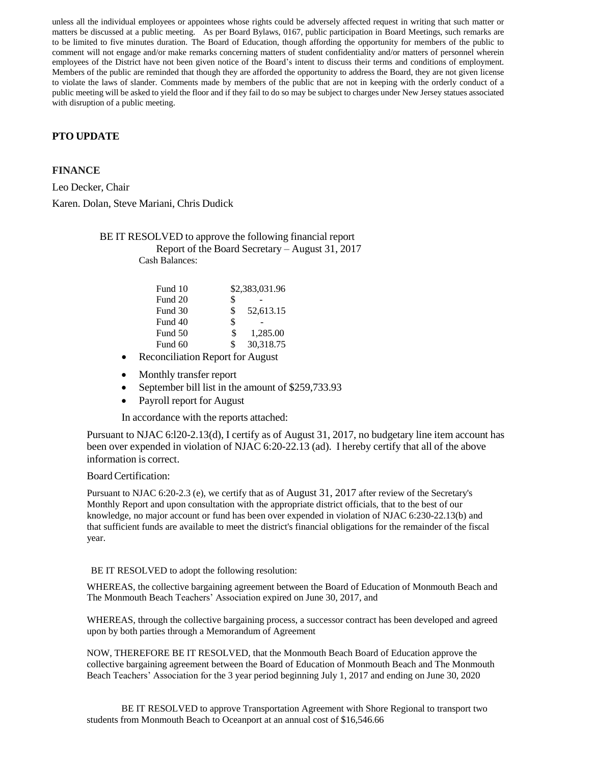unless all the individual employees or appointees whose rights could be adversely affected request in writing that such matter or matters be discussed at a public meeting. As per Board Bylaws, 0167, public participation in Board Meetings, such remarks are to be limited to five minutes duration. The Board of Education, though affording the opportunity for members of the public to comment will not engage and/or make remarks concerning matters of student confidentiality and/or matters of personnel wherein employees of the District have not been given notice of the Board's intent to discuss their terms and conditions of employment. Members of the public are reminded that though they are afforded the opportunity to address the Board, they are not given license to violate the laws of slander. Comments made by members of the public that are not in keeping with the orderly conduct of a public meeting will be asked to yield the floor and if they fail to do so may be subject to charges under New Jersey statues associated with disruption of a public meeting.

**PTO UPDATE**

**FINANCE**

Leo Decker, Chair

Karen. Dolan, Steve Mariani, Chris Dudick

BE IT RESOLVED to approve the following financial report

Report of the Board Secretary – August 31, 2017

Cash Balances:

| | |
|---|---|
| Fund 10 | $2,383,031.96 |
| Fund 20 | $ - |
| Fund 30 | $ 52,613.15 |
| Fund 40 | $ - |
| Fund 50 | $ 1,285.00 |
| Fund 60 | $ 30,318.75 |

- Reconciliation Report for August
- Monthly transfer report
- September bill list in the amount of $259,733.93
- Payroll report for August

In accordance with the reports attached:

Pursuant to NJAC 6:l20-2.13(d), I certify as of August 31, 2017, no budgetary line item account has been over expended in violation of NJAC 6:20-22.13 (ad). I hereby certify that all of the above information is correct.

Board Certification:

Pursuant to NJAC 6:20-2.3 (e), we certify that as of August 31, 2017 after review of the Secretary's Monthly Report and upon consultation with the appropriate district officials, that to the best of our knowledge, no major account or fund has been over expended in violation of NJAC 6:230-22.13(b) and that sufficient funds are available to meet the district's financial obligations for the remainder of the fiscal year.

BE IT RESOLVED to adopt the following resolution:

WHEREAS, the collective bargaining agreement between the Board of Education of Monmouth Beach and The Monmouth Beach Teachers' Association expired on June 30, 2017, and

WHEREAS, through the collective bargaining process, a successor contract has been developed and agreed upon by both parties through a Memorandum of Agreement

NOW, THEREFORE BE IT RESOLVED, that the Monmouth Beach Board of Education approve the collective bargaining agreement between the Board of Education of Monmouth Beach and The Monmouth Beach Teachers' Association for the 3 year period beginning July 1, 2017 and ending on June 30, 2020

BE IT RESOLVED to approve Transportation Agreement with Shore Regional to transport two students from Monmouth Beach to Oceanport at an annual cost of $16,546.66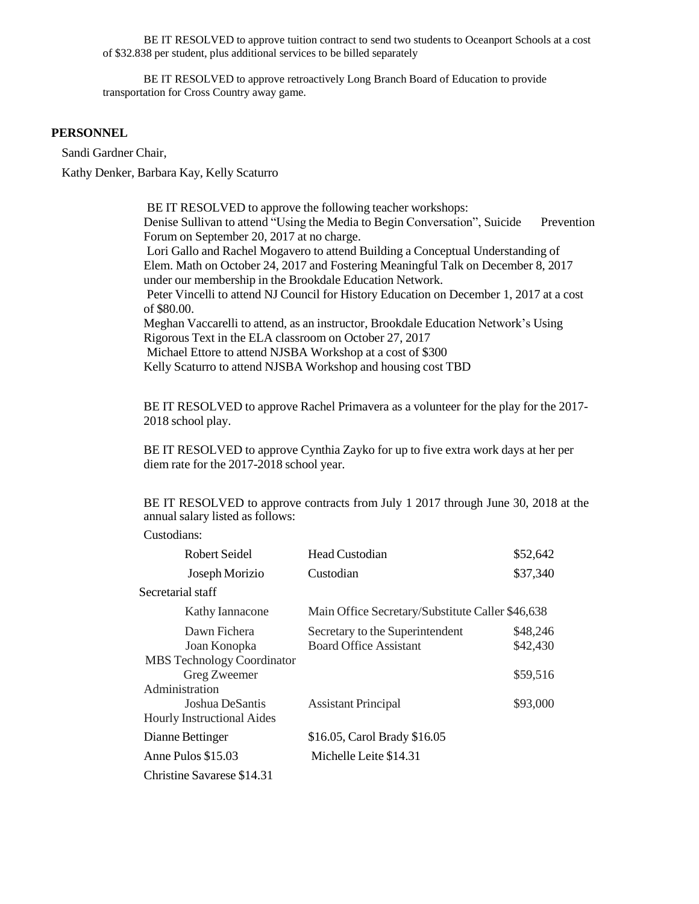BE IT RESOLVED to approve tuition contract to send two students to Oceanport Schools at a cost of $32.838 per student, plus additional services to be billed separately

BE IT RESOLVED to approve retroactively Long Branch Board of Education to provide transportation for Cross Country away game.

## PERSONNEL

Sandi Gardner Chair,

Kathy Denker, Barbara Kay, Kelly Scaturro

BE IT RESOLVED to approve the following teacher workshops:
Denise Sullivan to attend "Using the Media to Begin Conversation", Suicide Prevention Forum on September 20, 2017 at no charge.
Lori Gallo and Rachel Mogavero to attend Building a Conceptual Understanding of Elem. Math on October 24, 2017 and Fostering Meaningful Talk on December 8, 2017 under our membership in the Brookdale Education Network.
Peter Vincelli to attend NJ Council for History Education on December 1, 2017 at a cost of $80.00.
Meghan Vaccarelli to attend, as an instructor, Brookdale Education Network's Using Rigorous Text in the ELA classroom on October 27, 2017
Michael Ettore to attend NJSBA Workshop at a cost of $300
Kelly Scaturro to attend NJSBA Workshop and housing cost TBD

BE IT RESOLVED to approve Rachel Primavera as a volunteer for the play for the 2017-2018 school play.

BE IT RESOLVED to approve Cynthia Zayko for up to five extra work days at her per diem rate for the 2017-2018 school year.

BE IT RESOLVED to approve contracts from July 1 2017 through June 30, 2018 at the annual salary listed as follows:

Custodians:

| Name | Position | Salary |
|---|---|---|
| Robert Seidel | Head Custodian | $52,642 |
| Joseph Morizio | Custodian | $37,340 |
| **Secretarial staff** | | |
| Kathy Iannacone | Main Office Secretary/Substitute Caller | $46,638 |
| Dawn Fichera | Secretary to the Superintendent | $48,246 |
| Joan Konopka | Board Office Assistant | $42,430 |
| **MBS Technology Coordinator** | | |
| Greg Zweemer | | $59,516 |
| **Administration** | | |
| Joshua DeSantis | Assistant Principal | $93,000 |

Hourly Instructional Aides

Dianne Bettinger $16.05, Carol Brady $16.05

Anne Pulos $15.03, Michelle Leite $14.31

Christine Savarese $14.31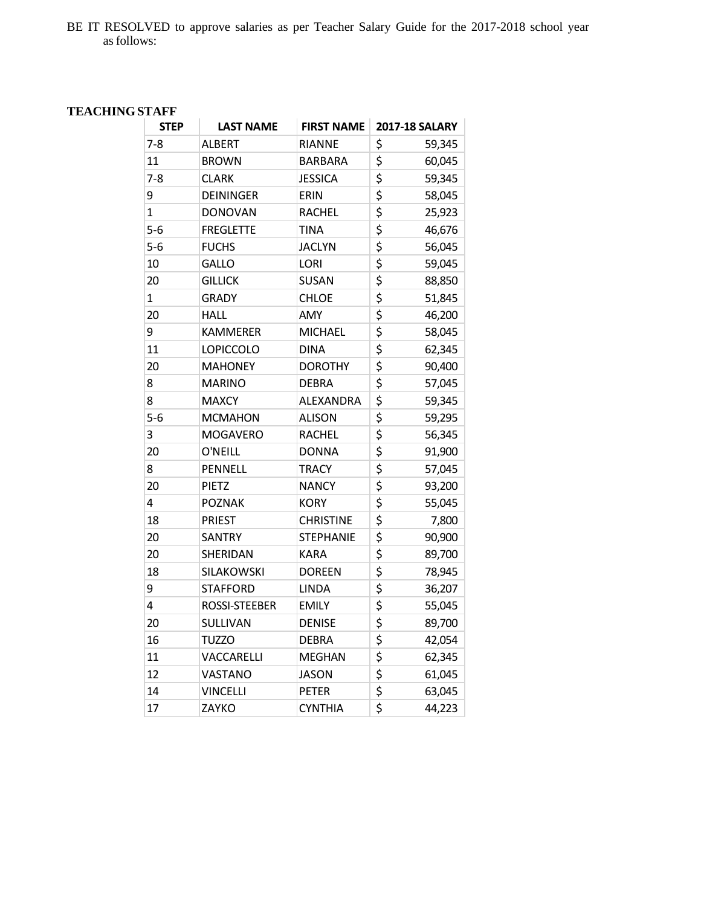BE IT RESOLVED to approve salaries as per Teacher Salary Guide for the 2017-2018 school year as follows:

**TEACHING STAFF**

| STEP | LAST NAME | FIRST NAME | 2017-18 SALARY |
|---|---|---|---|
| 7-8 | ALBERT | RIANNE | $ 59,345 |
| 11 | BROWN | BARBARA | $ 60,045 |
| 7-8 | CLARK | JESSICA | $ 59,345 |
| 9 | DEININGER | ERIN | $ 58,045 |
| 1 | DONOVAN | RACHEL | $ 25,923 |
| 5-6 | FREGLETTE | TINA | $ 46,676 |
| 5-6 | FUCHS | JACLYN | $ 56,045 |
| 10 | GALLO | LORI | $ 59,045 |
| 20 | GILLICK | SUSAN | $ 88,850 |
| 1 | GRADY | CHLOE | $ 51,845 |
| 20 | HALL | AMY | $ 46,200 |
| 9 | KAMMERER | MICHAEL | $ 58,045 |
| 11 | LOPICCOLO | DINA | $ 62,345 |
| 20 | MAHONEY | DOROTHY | $ 90,400 |
| 8 | MARINO | DEBRA | $ 57,045 |
| 8 | MAXCY | ALEXANDRA | $ 59,345 |
| 5-6 | MCMAHON | ALISON | $ 59,295 |
| 3 | MOGAVERO | RACHEL | $ 56,345 |
| 20 | O'NEILL | DONNA | $ 91,900 |
| 8 | PENNELL | TRACY | $ 57,045 |
| 20 | PIETZ | NANCY | $ 93,200 |
| 4 | POZNAK | KORY | $ 55,045 |
| 18 | PRIEST | CHRISTINE | $ 7,800 |
| 20 | SANTRY | STEPHANIE | $ 90,900 |
| 20 | SHERIDAN | KARA | $ 89,700 |
| 18 | SILAKOWSKI | DOREEN | $ 78,945 |
| 9 | STAFFORD | LINDA | $ 36,207 |
| 4 | ROSSI-STEEBER | EMILY | $ 55,045 |
| 20 | SULLIVAN | DENISE | $ 89,700 |
| 16 | TUZZO | DEBRA | $ 42,054 |
| 11 | VACCARELLI | MEGHAN | $ 62,345 |
| 12 | VASTANO | JASON | $ 61,045 |
| 14 | VINCELLI | PETER | $ 63,045 |
| 17 | ZAYKO | CYNTHIA | $ 44,223 |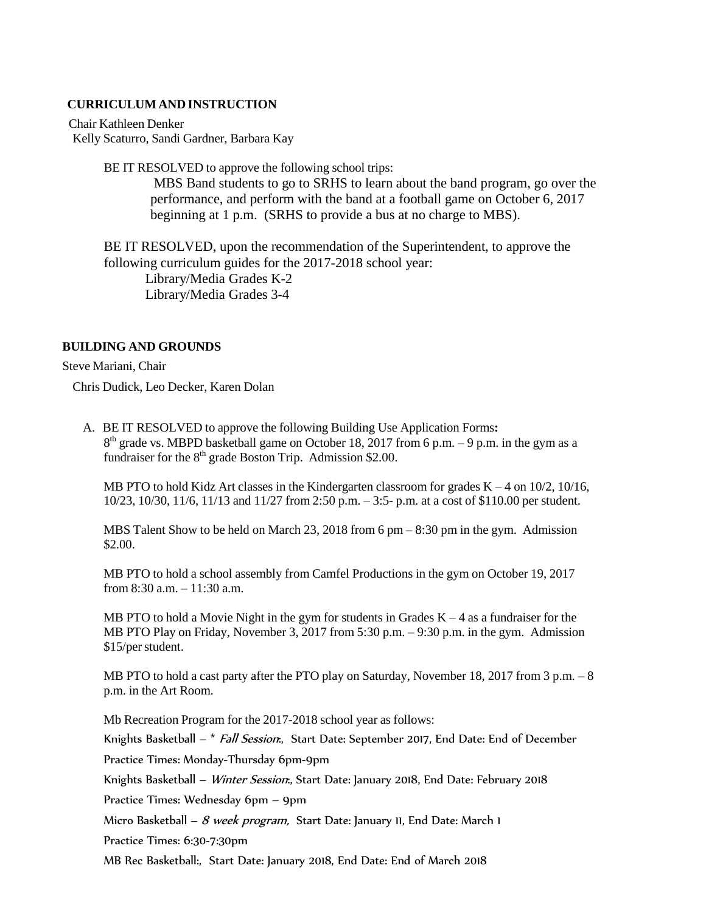**CURRICULUM AND INSTRUCTION**

Chair Kathleen Denker
Kelly Scaturro, Sandi Gardner, Barbara Kay

BE IT RESOLVED to approve the following school trips:

MBS Band students to go to SRHS to learn about the band program, go over the performance, and perform with the band at a football game on October 6, 2017 beginning at 1 p.m. (SRHS to provide a bus at no charge to MBS).

BE IT RESOLVED, upon the recommendation of the Superintendent, to approve the following curriculum guides for the 2017-2018 school year:

Library/Media Grades K-2
Library/Media Grades 3-4

**BUILDING AND GROUNDS**

Steve Mariani, Chair

Chris Dudick, Leo Decker, Karen Dolan

A. BE IT RESOLVED to approve the following Building Use Application Forms**:**
8th grade vs. MBPD basketball game on October 18, 2017 from 6 p.m. – 9 p.m. in the gym as a fundraiser for the 8th grade Boston Trip. Admission $2.00.

MB PTO to hold Kidz Art classes in the Kindergarten classroom for grades K – 4 on 10/2, 10/16, 10/23, 10/30, 11/6, 11/13 and 11/27 from 2:50 p.m. – 3:5- p.m. at a cost of $110.00 per student.

MBS Talent Show to be held on March 23, 2018 from 6 pm – 8:30 pm in the gym. Admission $2.00.

MB PTO to hold a school assembly from Camfel Productions in the gym on October 19, 2017 from 8:30 a.m. – 11:30 a.m.

MB PTO to hold a Movie Night in the gym for students in Grades K – 4 as a fundraiser for the MB PTO Play on Friday, November 3, 2017 from 5:30 p.m. – 9:30 p.m. in the gym. Admission $15/per student.

MB PTO to hold a cast party after the PTO play on Saturday, November 18, 2017 from 3 p.m. – 8 p.m. in the Art Room.

Mb Recreation Program for the 2017-2018 school year as follows:

Knights Basketball – * *Fall Session*:, Start Date: September 2017, End Date: End of December

Practice Times: Monday-Thursday 6pm-9pm

Knights Basketball – *Winter Session*:, Start Date: January 2018, End Date: February 2018

Practice Times: Wednesday 6pm – 9pm

Micro Basketball – *8 week program,* Start Date: January 11, End Date: March 1

Practice Times: 6:30-7:30pm

MB Rec Basketball:, Start Date: January 2018, End Date: End of March 2018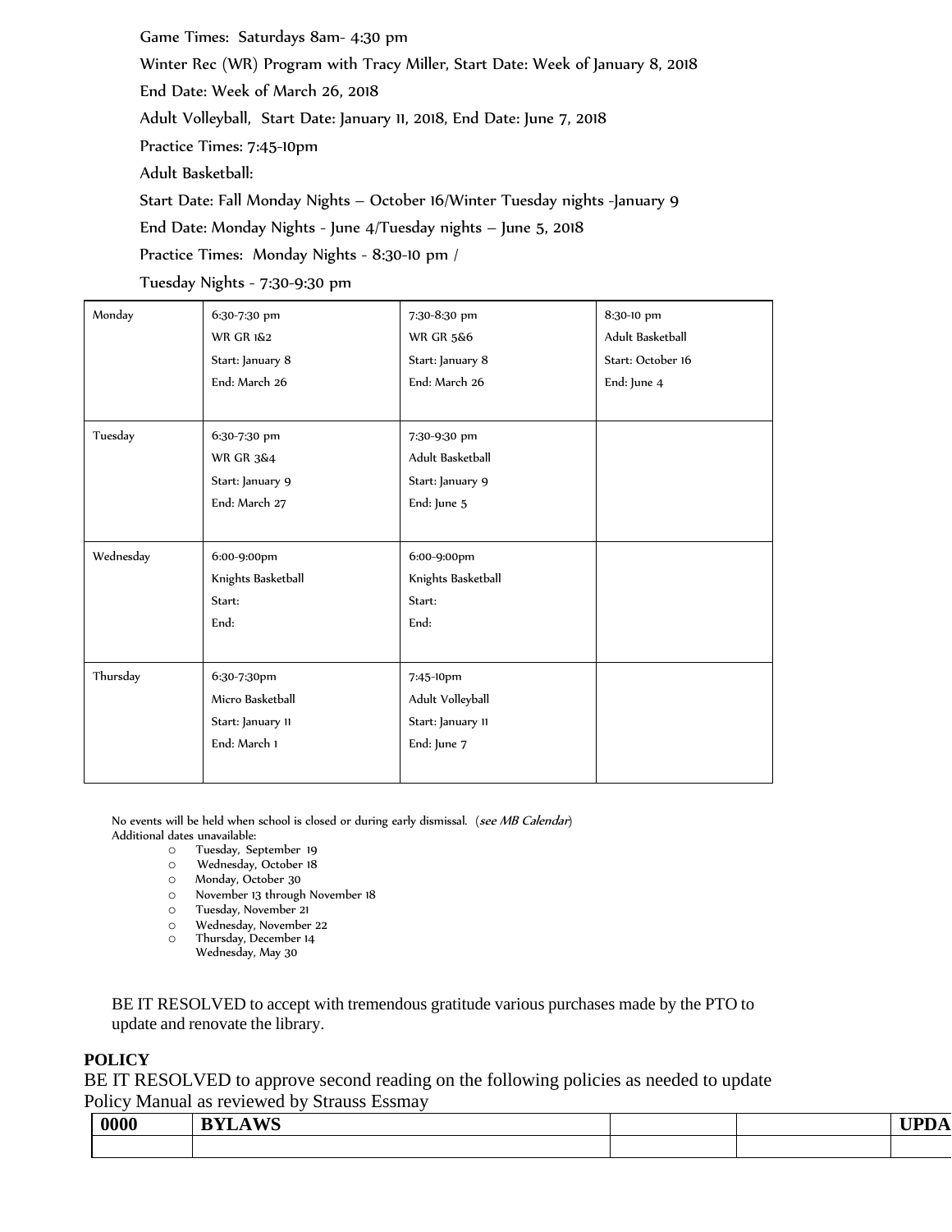Game Times: Saturdays 8am- 4:30 pm

Winter Rec (WR) Program with Tracy Miller, Start Date: Week of January 8, 2018

End Date: Week of March 26, 2018

Adult Volleyball, Start Date: January 11, 2018, End Date: June 7, 2018

Practice Times: 7:45-10pm

Adult Basketball:

Start Date: Fall Monday Nights – October 16/Winter Tuesday nights -January 9

End Date: Monday Nights - June 4/Tuesday nights – June 5, 2018

Practice Times: Monday Nights - 8:30-10 pm /

Tuesday Nights - 7:30-9:30 pm

| | | | |
|---|---|---|---|
| Monday | 6:30-7:30 pm<br>WR GR 1&2<br>Start: January 8<br>End: March 26 | 7:30-8:30 pm<br>WR GR 5&6<br>Start: January 8<br>End: March 26 | 8:30-10 pm<br>Adult Basketball<br>Start: October 16<br>End: June 4 |
| Tuesday | 6:30-7:30 pm<br>WR GR 3&4<br>Start: January 9<br>End: March 27 | 7:30-9:30 pm<br>Adult Basketball<br>Start: January 9<br>End: June 5 | |
| Wednesday | 6:00-9:00pm<br>Knights Basketball<br>Start:<br>End: | 6:00-9:00pm<br>Knights Basketball<br>Start:<br>End: | |
| Thursday | 6:30-7:30pm<br>Micro Basketball<br>Start: January 11<br>End: March 1 | 7:45-10pm<br>Adult Volleyball<br>Start: January 11<br>End: June 7 | |

No events will be held when school is closed or during early dismissal. (*see MB Calendar*)
Additional dates unavailable:

- Tuesday, September 19
- Wednesday, October 18
- Monday, October 30
- November 13 through November 18
- Tuesday, November 21
- Wednesday, November 22
- Thursday, December 14
- Wednesday, May 30

BE IT RESOLVED to accept with tremendous gratitude various purchases made by the PTO to update and renovate the library.

**POLICY**

BE IT RESOLVED to approve second reading on the following policies as needed to update Policy Manual as reviewed by Strauss Essmay

| **0000** | **BYLAWS** | | | **UPDA** |
|---|---|---|---|---|
| | | | | |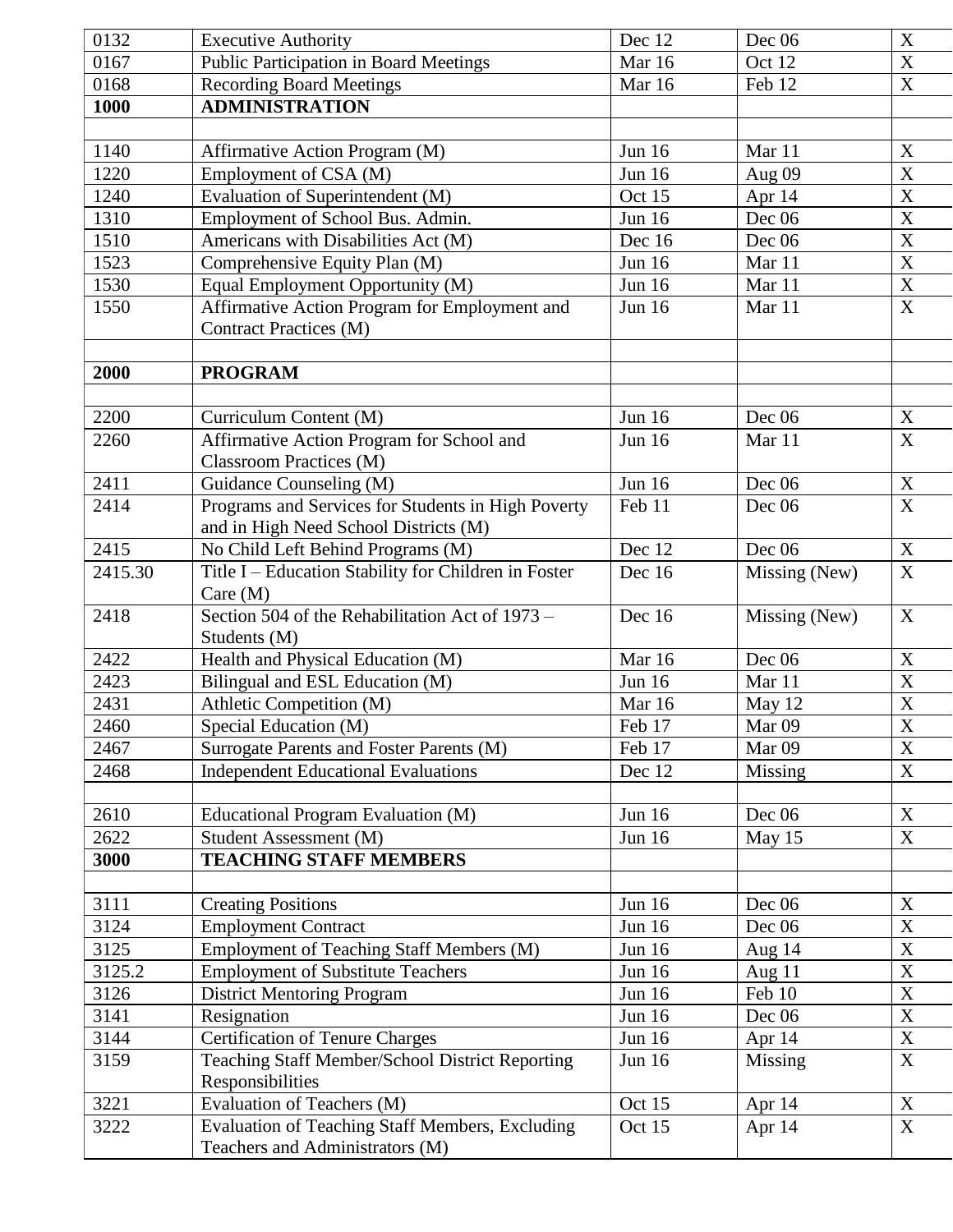| | | | | |
|---|---|---|---|---|
| 0132 | Executive Authority | Dec 12 | Dec 06 | X |
| 0167 | Public Participation in Board Meetings | Mar 16 | Oct 12 | X |
| 0168 | Recording Board Meetings | Mar 16 | Feb 12 | X |
| **1000** | **ADMINISTRATION** | | | |
| | | | | |
| 1140 | Affirmative Action Program (M) | Jun 16 | Mar 11 | X |
| 1220 | Employment of CSA (M) | Jun 16 | Aug 09 | X |
| 1240 | Evaluation of Superintendent (M) | Oct 15 | Apr 14 | X |
| 1310 | Employment of School Bus. Admin. | Jun 16 | Dec 06 | X |
| 1510 | Americans with Disabilities Act (M) | Dec 16 | Dec 06 | X |
| 1523 | Comprehensive Equity Plan (M) | Jun 16 | Mar 11 | X |
| 1530 | Equal Employment Opportunity (M) | Jun 16 | Mar 11 | X |
| 1550 | Affirmative Action Program for Employment and Contract Practices (M) | Jun 16 | Mar 11 | X |
| | | | | |
| **2000** | **PROGRAM** | | | |
| | | | | |
| 2200 | Curriculum Content (M) | Jun 16 | Dec 06 | X |
| 2260 | Affirmative Action Program for School and Classroom Practices (M) | Jun 16 | Mar 11 | X |
| 2411 | Guidance Counseling (M) | Jun 16 | Dec 06 | X |
| 2414 | Programs and Services for Students in High Poverty and in High Need School Districts (M) | Feb 11 | Dec 06 | X |
| 2415 | No Child Left Behind Programs (M) | Dec 12 | Dec 06 | X |
| 2415.30 | Title I – Education Stability for Children in Foster Care (M) | Dec 16 | Missing (New) | X |
| 2418 | Section 504 of the Rehabilitation Act of 1973 – Students (M) | Dec 16 | Missing (New) | X |
| 2422 | Health and Physical Education (M) | Mar 16 | Dec 06 | X |
| 2423 | Bilingual and ESL Education (M) | Jun 16 | Mar 11 | X |
| 2431 | Athletic Competition (M) | Mar 16 | May 12 | X |
| 2460 | Special Education (M) | Feb 17 | Mar 09 | X |
| 2467 | Surrogate Parents and Foster Parents (M) | Feb 17 | Mar 09 | X |
| 2468 | Independent Educational Evaluations | Dec 12 | Missing | X |
| | | | | |
| 2610 | Educational Program Evaluation (M) | Jun 16 | Dec 06 | X |
| 2622 | Student Assessment (M) | Jun 16 | May 15 | X |
| **3000** | **TEACHING STAFF MEMBERS** | | | |
| | | | | |
| 3111 | Creating Positions | Jun 16 | Dec 06 | X |
| 3124 | Employment Contract | Jun 16 | Dec 06 | X |
| 3125 | Employment of Teaching Staff Members (M) | Jun 16 | Aug 14 | X |
| 3125.2 | Employment of Substitute Teachers | Jun 16 | Aug 11 | X |
| 3126 | District Mentoring Program | Jun 16 | Feb 10 | X |
| 3141 | Resignation | Jun 16 | Dec 06 | X |
| 3144 | Certification of Tenure Charges | Jun 16 | Apr 14 | X |
| 3159 | Teaching Staff Member/School District Reporting Responsibilities | Jun 16 | Missing | X |
| 3221 | Evaluation of Teachers (M) | Oct 15 | Apr 14 | X |
| 3222 | Evaluation of Teaching Staff Members, Excluding Teachers and Administrators (M) | Oct 15 | Apr 14 | X |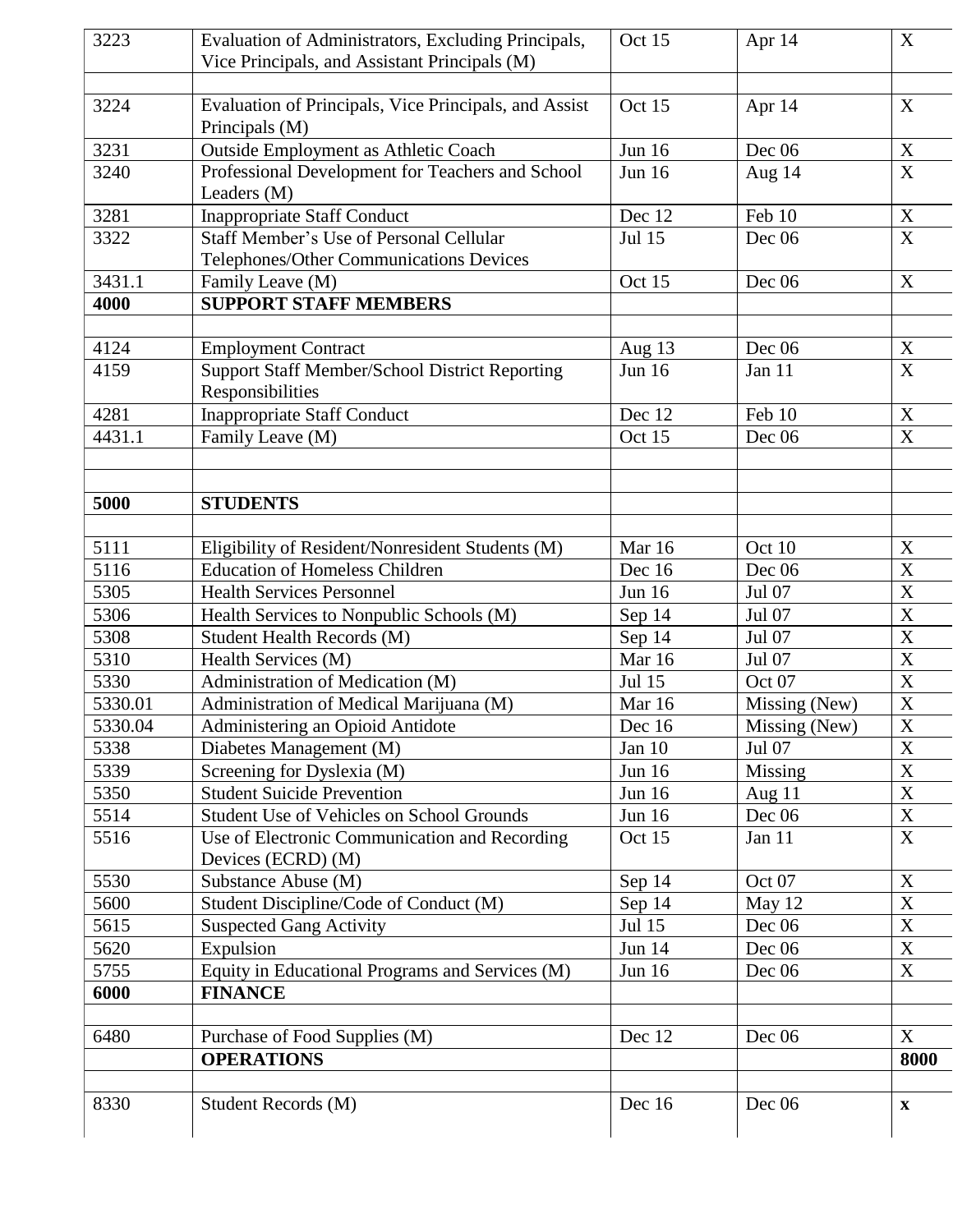| | | | | |
|---|---|---|---|---|
| 3223 | Evaluation of Administrators, Excluding Principals, Vice Principals, and Assistant Principals (M) | Oct 15 | Apr 14 | X |
| | | | | |
| 3224 | Evaluation of Principals, Vice Principals, and Assist Principals (M) | Oct 15 | Apr 14 | X |
| 3231 | Outside Employment as Athletic Coach | Jun 16 | Dec 06 | X |
| 3240 | Professional Development for Teachers and School Leaders (M) | Jun 16 | Aug 14 | X |
| 3281 | Inappropriate Staff Conduct | Dec 12 | Feb 10 | X |
| 3322 | Staff Member's Use of Personal Cellular Telephones/Other Communications Devices | Jul 15 | Dec 06 | X |
| 3431.1 | Family Leave (M) | Oct 15 | Dec 06 | X |
| **4000** | **SUPPORT STAFF MEMBERS** | | | |
| | | | | |
| 4124 | Employment Contract | Aug 13 | Dec 06 | X |
| 4159 | Support Staff Member/School District Reporting Responsibilities | Jun 16 | Jan 11 | X |
| 4281 | Inappropriate Staff Conduct | Dec 12 | Feb 10 | X |
| 4431.1 | Family Leave (M) | Oct 15 | Dec 06 | X |
| | | | | |
| | | | | |
| **5000** | **STUDENTS** | | | |
| | | | | |
| 5111 | Eligibility of Resident/Nonresident Students (M) | Mar 16 | Oct 10 | X |
| 5116 | Education of Homeless Children | Dec 16 | Dec 06 | X |
| 5305 | Health Services Personnel | Jun 16 | Jul 07 | X |
| 5306 | Health Services to Nonpublic Schools (M) | Sep 14 | Jul 07 | X |
| 5308 | Student Health Records (M) | Sep 14 | Jul 07 | X |
| 5310 | Health Services (M) | Mar 16 | Jul 07 | X |
| 5330 | Administration of Medication (M) | Jul 15 | Oct 07 | X |
| 5330.01 | Administration of Medical Marijuana (M) | Mar 16 | Missing (New) | X |
| 5330.04 | Administering an Opioid Antidote | Dec 16 | Missing (New) | X |
| 5338 | Diabetes Management (M) | Jan 10 | Jul 07 | X |
| 5339 | Screening for Dyslexia (M) | Jun 16 | Missing | X |
| 5350 | Student Suicide Prevention | Jun 16 | Aug 11 | X |
| 5514 | Student Use of Vehicles on School Grounds | Jun 16 | Dec 06 | X |
| 5516 | Use of Electronic Communication and Recording Devices (ECRD) (M) | Oct 15 | Jan 11 | X |
| 5530 | Substance Abuse (M) | Sep 14 | Oct 07 | X |
| 5600 | Student Discipline/Code of Conduct (M) | Sep 14 | May 12 | X |
| 5615 | Suspected Gang Activity | Jul 15 | Dec 06 | X |
| 5620 | Expulsion | Jun 14 | Dec 06 | X |
| 5755 | Equity in Educational Programs and Services (M) | Jun 16 | Dec 06 | X |
| **6000** | **FINANCE** | | | |
| | | | | |
| 6480 | Purchase of Food Supplies (M) | Dec 12 | Dec 06 | X |
| | **OPERATIONS** | | | **8000** |
| | | | | |
| 8330 | Student Records (M) | Dec 16 | Dec 06 | **x** |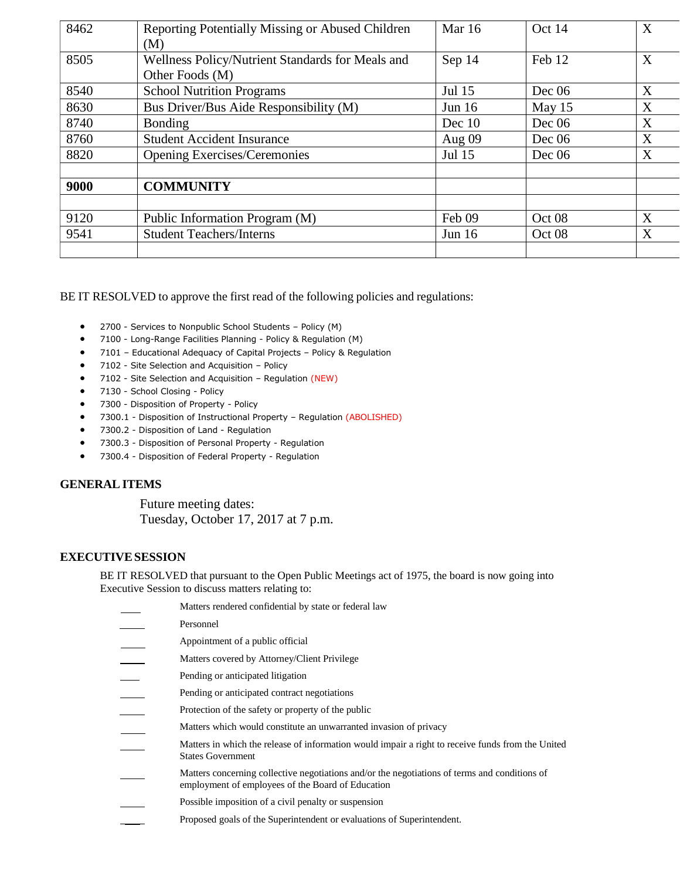| | | | | |
|---|---|---|---|---|
| 8462 | Reporting Potentially Missing or Abused Children (M) | Mar 16 | Oct 14 | X |
| 8505 | Wellness Policy/Nutrient Standards for Meals and Other Foods (M) | Sep 14 | Feb 12 | X |
| 8540 | School Nutrition Programs | Jul 15 | Dec 06 | X |
| 8630 | Bus Driver/Bus Aide Responsibility (M) | Jun 16 | May 15 | X |
| 8740 | Bonding | Dec 10 | Dec 06 | X |
| 8760 | Student Accident Insurance | Aug 09 | Dec 06 | X |
| 8820 | Opening Exercises/Ceremonies | Jul 15 | Dec 06 | X |
| | | | | |
| **9000** | **COMMUNITY** | | | |
| | | | | |
| 9120 | Public Information Program (M) | Feb 09 | Oct 08 | X |
| 9541 | Student Teachers/Interns | Jun 16 | Oct 08 | X |
| | | | | |

BE IT RESOLVED to approve the first read of the following policies and regulations:

- 2700 - Services to Nonpublic School Students – Policy (M)
- 7100 - Long-Range Facilities Planning - Policy & Regulation (M)
- 7101 – Educational Adequacy of Capital Projects – Policy & Regulation
- 7102 - Site Selection and Acquisition – Policy
- 7102 - Site Selection and Acquisition – Regulation (NEW)
- 7130 - School Closing - Policy
- 7300 - Disposition of Property - Policy
- 7300.1 - Disposition of Instructional Property – Regulation (ABOLISHED)
- 7300.2 - Disposition of Land - Regulation
- 7300.3 - Disposition of Personal Property - Regulation
- 7300.4 - Disposition of Federal Property - Regulation

## GENERAL ITEMS

Future meeting dates:
Tuesday, October 17, 2017 at 7 p.m.

## EXECUTIVE SESSION

BE IT RESOLVED that pursuant to the Open Public Meetings act of 1975, the board is now going into Executive Session to discuss matters relating to:

____ Matters rendered confidential by state or federal law

____ Personnel

____ Appointment of a public official

____ Matters covered by Attorney/Client Privilege

____ Pending or anticipated litigation

____ Pending or anticipated contract negotiations

____ Protection of the safety or property of the public

____ Matters which would constitute an unwarranted invasion of privacy

____ Matters in which the release of information would impair a right to receive funds from the United States Government

____ Matters concerning collective negotiations and/or the negotiations of terms and conditions of employment of employees of the Board of Education

____ Possible imposition of a civil penalty or suspension

____ Proposed goals of the Superintendent or evaluations of Superintendent.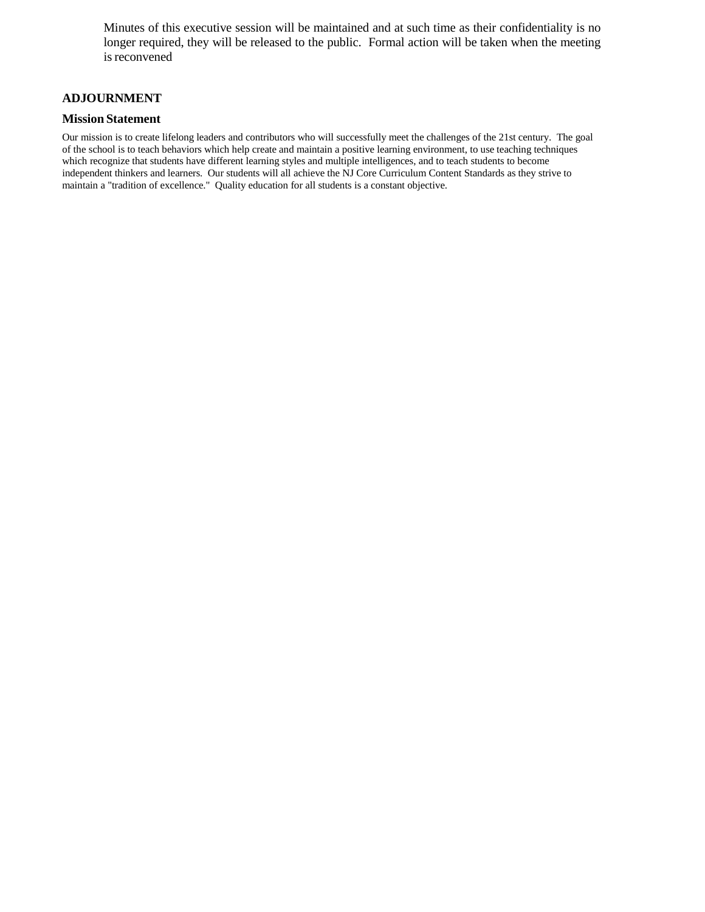Minutes of this executive session will be maintained and at such time as their confidentiality is no longer required, they will be released to the public.  Formal action will be taken when the meeting is reconvened

## ADJOURNMENT

### Mission Statement

Our mission is to create lifelong leaders and contributors who will successfully meet the challenges of the 21st century.  The goal of the school is to teach behaviors which help create and maintain a positive learning environment, to use teaching techniques which recognize that students have different learning styles and multiple intelligences, and to teach students to become independent thinkers and learners.  Our students will all achieve the NJ Core Curriculum Content Standards as they strive to maintain a "tradition of excellence."  Quality education for all students is a constant objective.